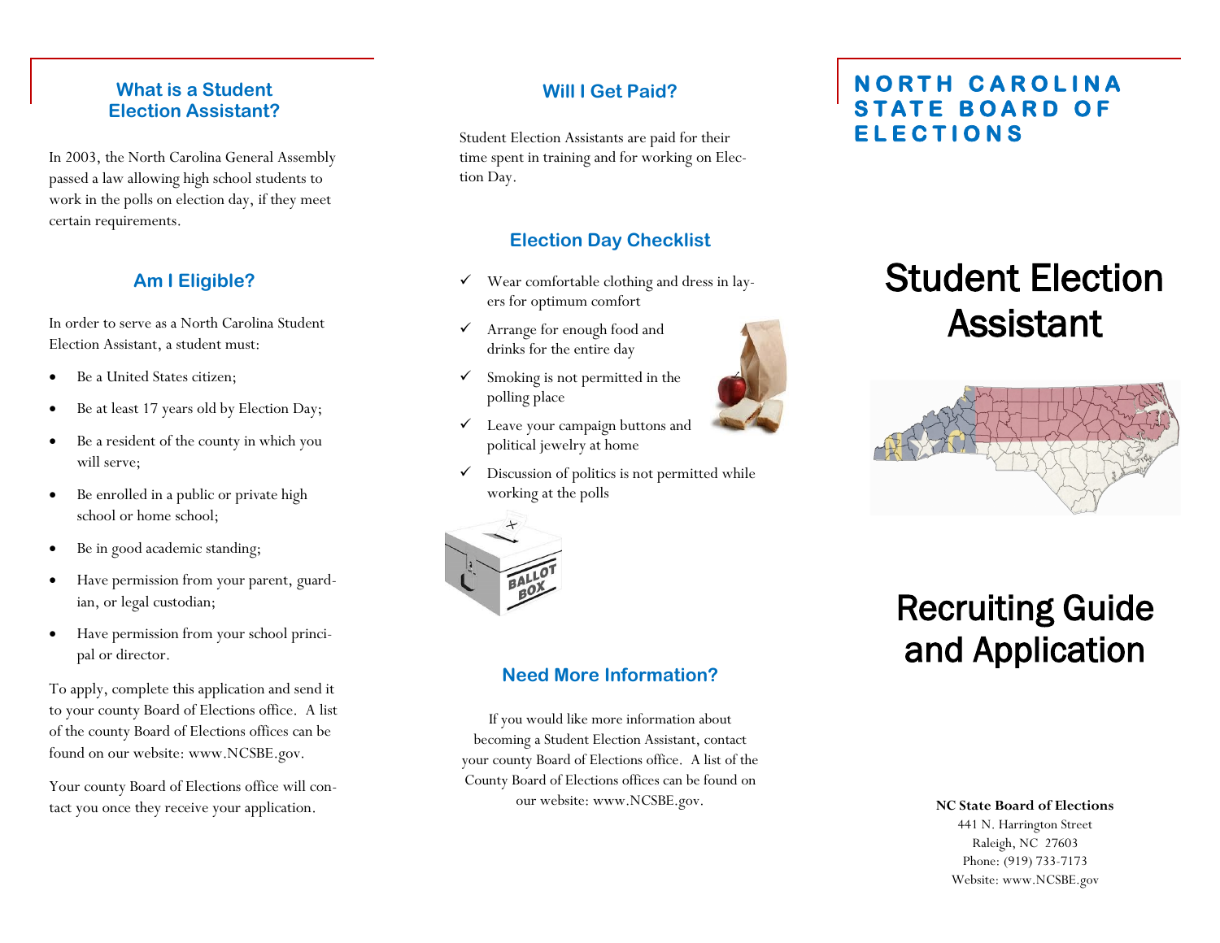## What is a Student Election Assistant?

In 2003, the North Carolina General Assembly passed a law allowing high school students to work in the polls on election day, if they meet certain requirements.

## Am I Eligible?

In order to serve as a North Carolina Student Election Assistant, a student must:

- Be a United States citizen;
- Be at least 17 years old by Election Day;
- Be a resident of the county in which you will serve;
- Be enrolled in a public or private high school or home school;
- Be in good academic standing;
- Have permission from your parent, guardian, or legal custodian;
- Have permission from your school principal or director.

To apply, complete this application and send it to your county Board of Elections office. A list of the county Board of Elections offices can be found on our website: www.NCSBE.gov.

Your county Board of Elections office will contact you once they receive your application.

## Will I Get Paid?

Student Election Assistants are paid for their time spent in training and for working on Election Day.

## Election Day Checklist

- ✓ Wear comfortable clothing and dress in layers for optimum comfort
- ✓ Arrange for enough food and drinks for the entire day
- ✓ Smoking is not permitted in the polling place
- ✓ Leave your campaign buttons and political jewelry at home
- ✓ Discussion of politics is not permitted while working at the polls

## Need More Information?

If you would like more information about becoming a Student Election Assistant, contact your county Board of Elections office. A list of the County Board of Elections offices can be found on our website: www.NCSBE.gov.

# NORTH CAROLINA STATE BOARD OF ELECTIONS

# Student Election Assistant

# Recruiting Guide and Application

**NC State Board of Elections**
441 N. Harrington Street
Raleigh, NC 27603
Phone: (919) 733-7173
Website: www.NCSBE.gov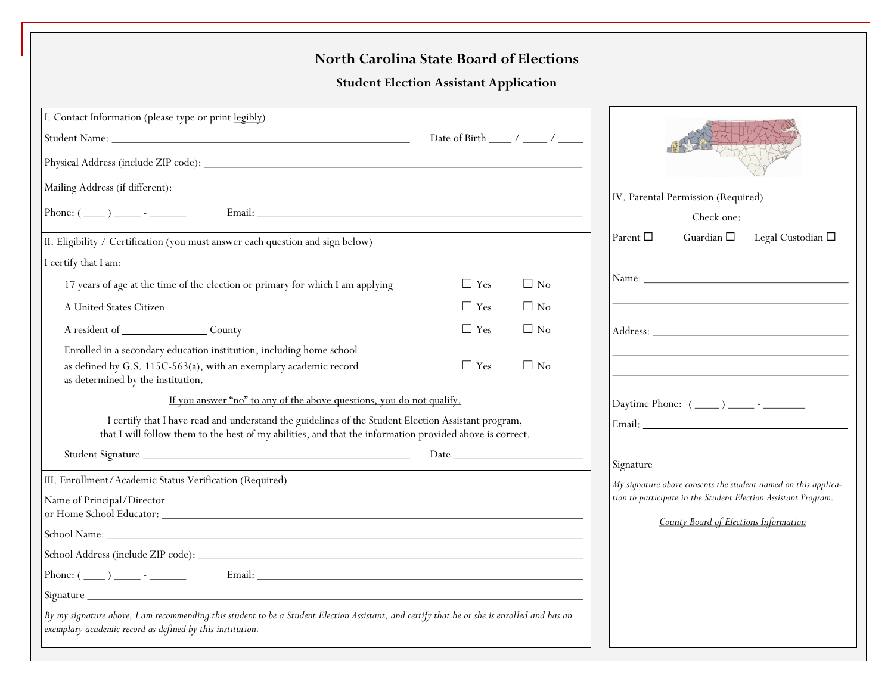# North Carolina State Board of Elections

## Student Election Assistant Application

### I. Contact Information (please type or print legibly)

Student Name: ______________________________ Date of Birth ____ / ____ / ____

Physical Address (include ZIP code): ______________________________

Mailing Address (if different): ______________________________

Phone: ( ____ ) _____ - _______ Email: ______________________________

### II. Eligibility / Certification (you must answer each question and sign below)

I certify that I am:

| | | |
|---|---|---|
| 17 years of age at the time of the election or primary for which I am applying | ☐ Yes | ☐ No |
| A United States Citizen | ☐ Yes | ☐ No |
| A resident of _______________ County | ☐ Yes | ☐ No |
| Enrolled in a secondary education institution, including home school as defined by G.S. 115C-563(a), with an exemplary academic record as determined by the institution. | ☐ Yes | ☐ No |

If you answer "no" to any of the above questions, you do not qualify.

I certify that I have read and understand the guidelines of the Student Election Assistant program, that I will follow them to the best of my abilities, and that the information provided above is correct.

Student Signature ______________________________ Date ______________

### III. Enrollment/Academic Status Verification (Required)

Name of Principal/Director or Home School Educator: ______________________________

School Name: ______________________________

School Address (include ZIP code): ______________________________

Phone: ( ____ ) _____ - _______ Email: ______________________________

Signature ______________________________

*By my signature above, I am recommending this student to be a Student Election Assistant, and certify that he or she is enrolled and has an exemplary academic record as defined by this institution.*

### IV. Parental Permission (Required)

Check one:

Parent ☐ Guardian ☐ Legal Custodian ☐

Name: ______________________________

______________________________

Address: ______________________________

______________________________

______________________________

Daytime Phone: ( ____ ) _____ - _______

Email: ______________________________

Signature ______________________________

*My signature above consents the student named on this application to participate in the Student Election Assistant Program.*

County Board of Elections Information